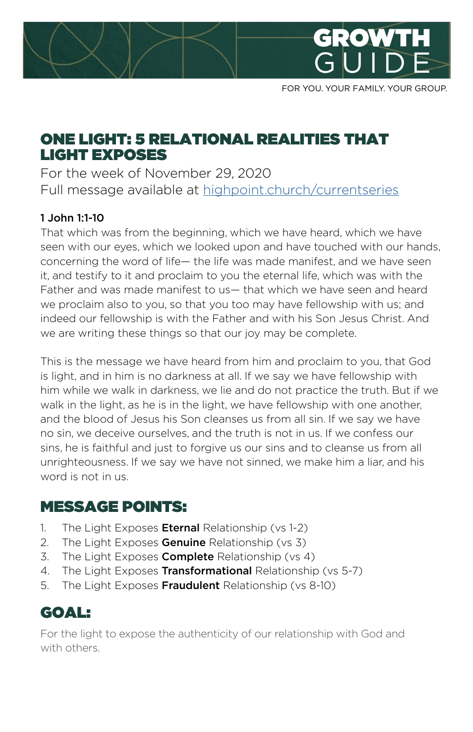# GROWTH GUIDE

FOR YOU. YOUR FAMILY. YOUR GROUP.

## ONE LIGHT: 5 RELATIONAL REALITIES THAT LIGHT EXPOSES

For the week of November 29, 2020

Full message available at highpoint.church/currentseries

**1 John 1:1-10**

That which was from the beginning, which we have heard, which we have seen with our eyes, which we looked upon and have touched with our hands, concerning the word of life— the life was made manifest, and we have seen it, and testify to it and proclaim to you the eternal life, which was with the Father and was made manifest to us— that which we have seen and heard we proclaim also to you, so that you too may have fellowship with us; and indeed our fellowship is with the Father and with his Son Jesus Christ. And we are writing these things so that our joy may be complete.

This is the message we have heard from him and proclaim to you, that God is light, and in him is no darkness at all. If we say we have fellowship with him while we walk in darkness, we lie and do not practice the truth. But if we walk in the light, as he is in the light, we have fellowship with one another, and the blood of Jesus his Son cleanses us from all sin. If we say we have no sin, we deceive ourselves, and the truth is not in us. If we confess our sins, he is faithful and just to forgive us our sins and to cleanse us from all unrighteousness. If we say we have not sinned, we make him a liar, and his word is not in us.

## MESSAGE POINTS:

1. The Light Exposes **Eternal** Relationship (vs 1-2)
2. The Light Exposes **Genuine** Relationship (vs 3)
3. The Light Exposes **Complete** Relationship (vs 4)
4. The Light Exposes **Transformational** Relationship (vs 5-7)
5. The Light Exposes **Fraudulent** Relationship (vs 8-10)

## GOAL:

For the light to expose the authenticity of our relationship with God and with others.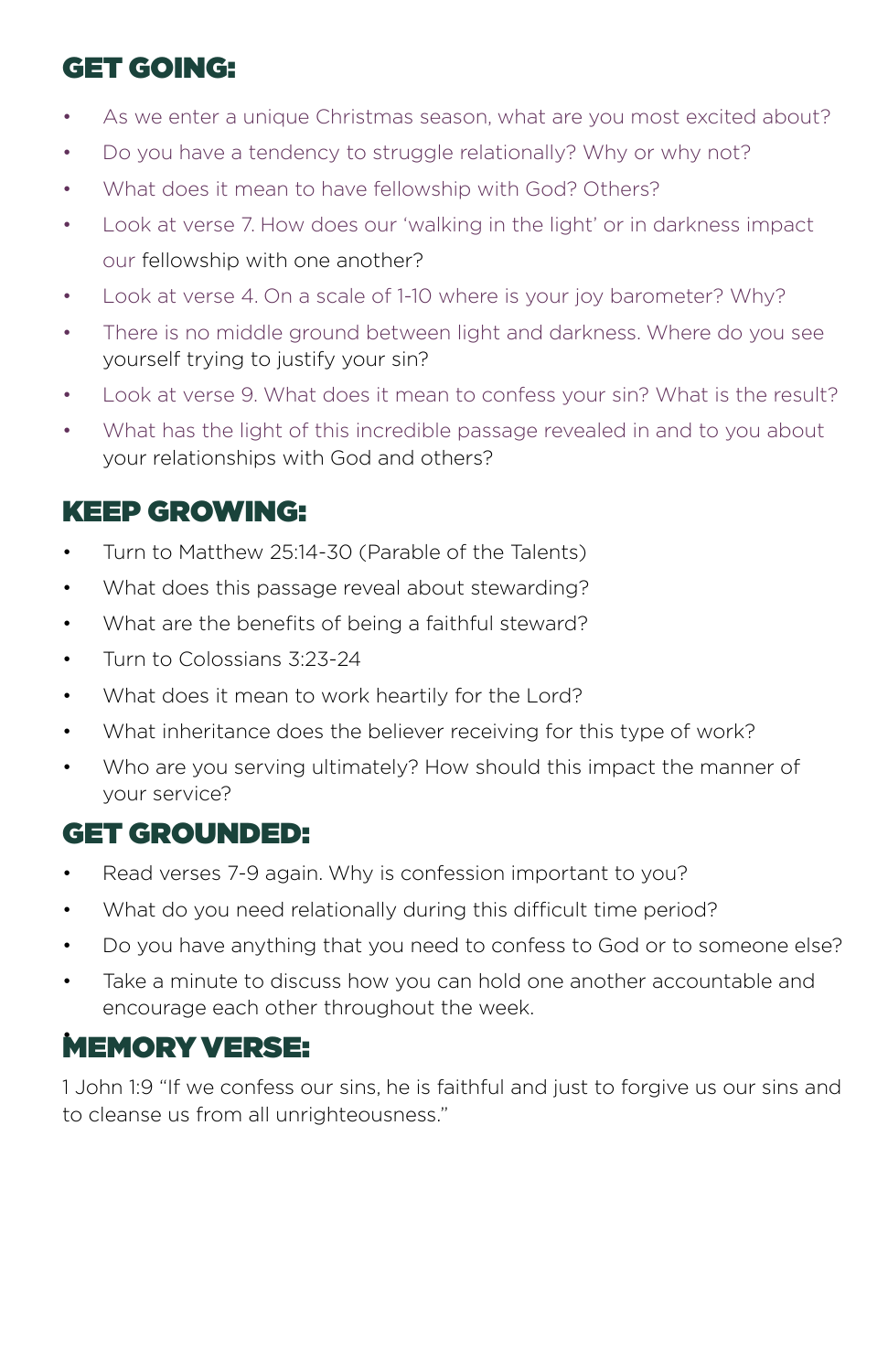## GET GOING:

- As we enter a unique Christmas season, what are you most excited about?
- Do you have a tendency to struggle relationally? Why or why not?
- What does it mean to have fellowship with God? Others?
- Look at verse 7. How does our 'walking in the light' or in darkness impact our fellowship with one another?
- Look at verse 4. On a scale of 1-10 where is your joy barometer? Why?
- There is no middle ground between light and darkness. Where do you see yourself trying to justify your sin?
- Look at verse 9. What does it mean to confess your sin? What is the result?
- What has the light of this incredible passage revealed in and to you about your relationships with God and others?

## KEEP GROWING:

- Turn to Matthew 25:14-30 (Parable of the Talents)
- What does this passage reveal about stewarding?
- What are the benefits of being a faithful steward?
- Turn to Colossians 3:23-24
- What does it mean to work heartily for the Lord?
- What inheritance does the believer receiving for this type of work?
- Who are you serving ultimately? How should this impact the manner of your service?

## GET GROUNDED:

- Read verses 7-9 again. Why is confession important to you?
- What do you need relationally during this difficult time period?
- Do you have anything that you need to confess to God or to someone else?
- Take a minute to discuss how you can hold one another accountable and encourage each other throughout the week.

## MEMORY VERSE:

1 John 1:9 "If we confess our sins, he is faithful and just to forgive us our sins and to cleanse us from all unrighteousness."